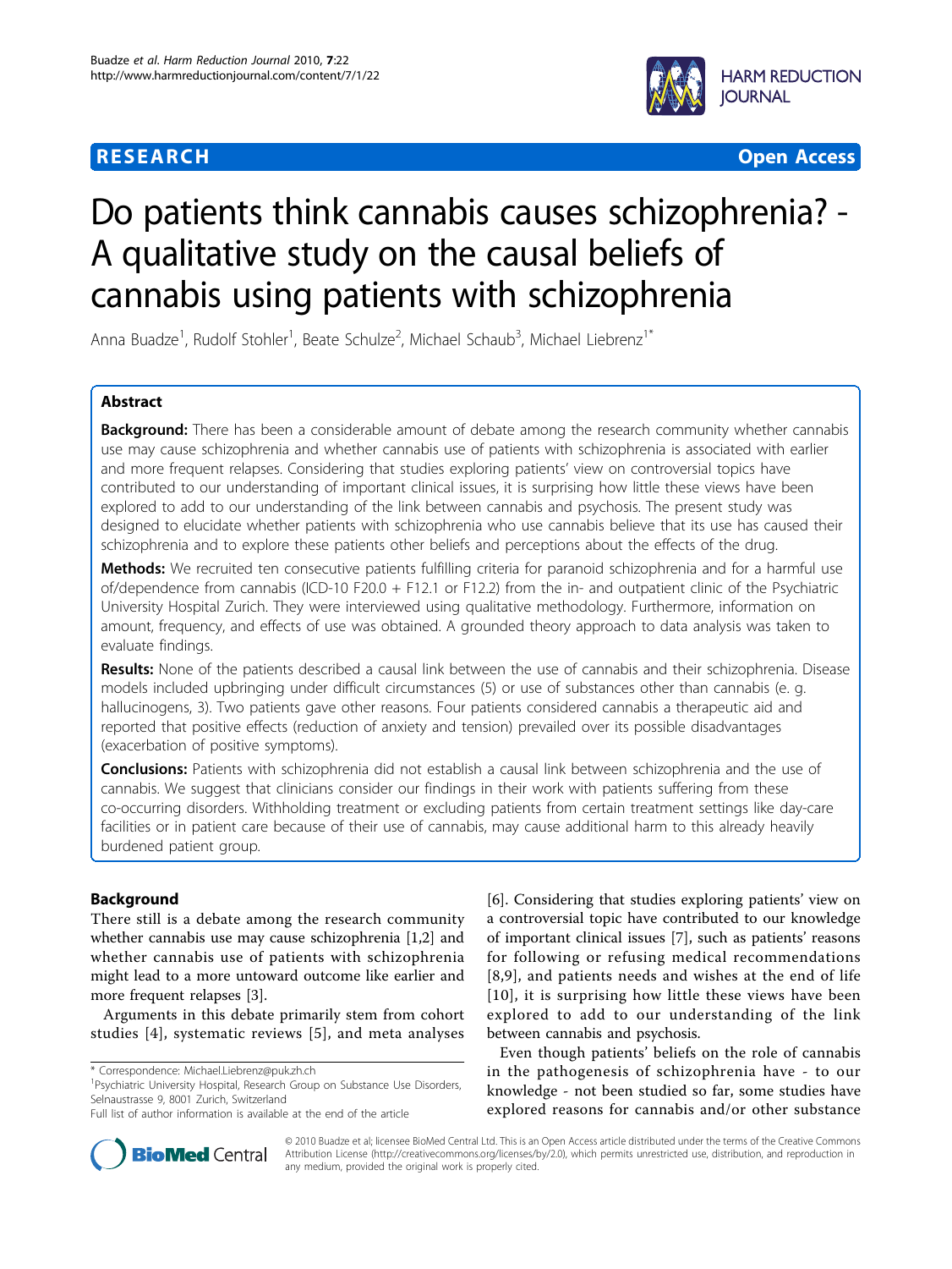**RESEARCH** **Open Access**

# Do patients think cannabis causes schizophrenia? - A qualitative study on the causal beliefs of cannabis using patients with schizophrenia

Anna Buadze[1], Rudolf Stohler[1], Beate Schulze[2], Michael Schaub[3], Michael Liebrenz[1*]

## Abstract

**Background:** There has been a considerable amount of debate among the research community whether cannabis use may cause schizophrenia and whether cannabis use of patients with schizophrenia is associated with earlier and more frequent relapses. Considering that studies exploring patients' view on controversial topics have contributed to our understanding of important clinical issues, it is surprising how little these views have been explored to add to our understanding of the link between cannabis and psychosis. The present study was designed to elucidate whether patients with schizophrenia who use cannabis believe that its use has caused their schizophrenia and to explore these patients other beliefs and perceptions about the effects of the drug.

**Methods:** We recruited ten consecutive patients fulfilling criteria for paranoid schizophrenia and for a harmful use of/dependence from cannabis (ICD-10 F20.0 + F12.1 or F12.2) from the in- and outpatient clinic of the Psychiatric University Hospital Zurich. They were interviewed using qualitative methodology. Furthermore, information on amount, frequency, and effects of use was obtained. A grounded theory approach to data analysis was taken to evaluate findings.

**Results:** None of the patients described a causal link between the use of cannabis and their schizophrenia. Disease models included upbringing under difficult circumstances (5) or use of substances other than cannabis (e. g. hallucinogens, 3). Two patients gave other reasons. Four patients considered cannabis a therapeutic aid and reported that positive effects (reduction of anxiety and tension) prevailed over its possible disadvantages (exacerbation of positive symptoms).

**Conclusions:** Patients with schizophrenia did not establish a causal link between schizophrenia and the use of cannabis. We suggest that clinicians consider our findings in their work with patients suffering from these co-occurring disorders. Withholding treatment or excluding patients from certain treatment settings like day-care facilities or in patient care because of their use of cannabis, may cause additional harm to this already heavily burdened patient group.

## Background

There still is a debate among the research community whether cannabis use may cause schizophrenia [1,2] and whether cannabis use of patients with schizophrenia might lead to a more untoward outcome like earlier and more frequent relapses [3].

Arguments in this debate primarily stem from cohort studies [4], systematic reviews [5], and meta analyses [6]. Considering that studies exploring patients' view on a controversial topic have contributed to our knowledge of important clinical issues [7], such as patients' reasons for following or refusing medical recommendations [8,9], and patients needs and wishes at the end of life [10], it is surprising how little these views have been explored to add to our understanding of the link between cannabis and psychosis.

Even though patients' beliefs on the role of cannabis in the pathogenesis of schizophrenia have - to our knowledge - not been studied so far, some studies have explored reasons for cannabis and/or other substance

\* Correspondence: Michael.Liebrenz@puk.zh.ch
[1]Psychiatric University Hospital, Research Group on Substance Use Disorders, Selnaustrasse 9, 8001 Zurich, Switzerland
Full list of author information is available at the end of the article

© 2010 Buadze et al; licensee BioMed Central Ltd. This is an Open Access article distributed under the terms of the Creative Commons Attribution License (http://creativecommons.org/licenses/by/2.0), which permits unrestricted use, distribution, and reproduction in any medium, provided the original work is properly cited.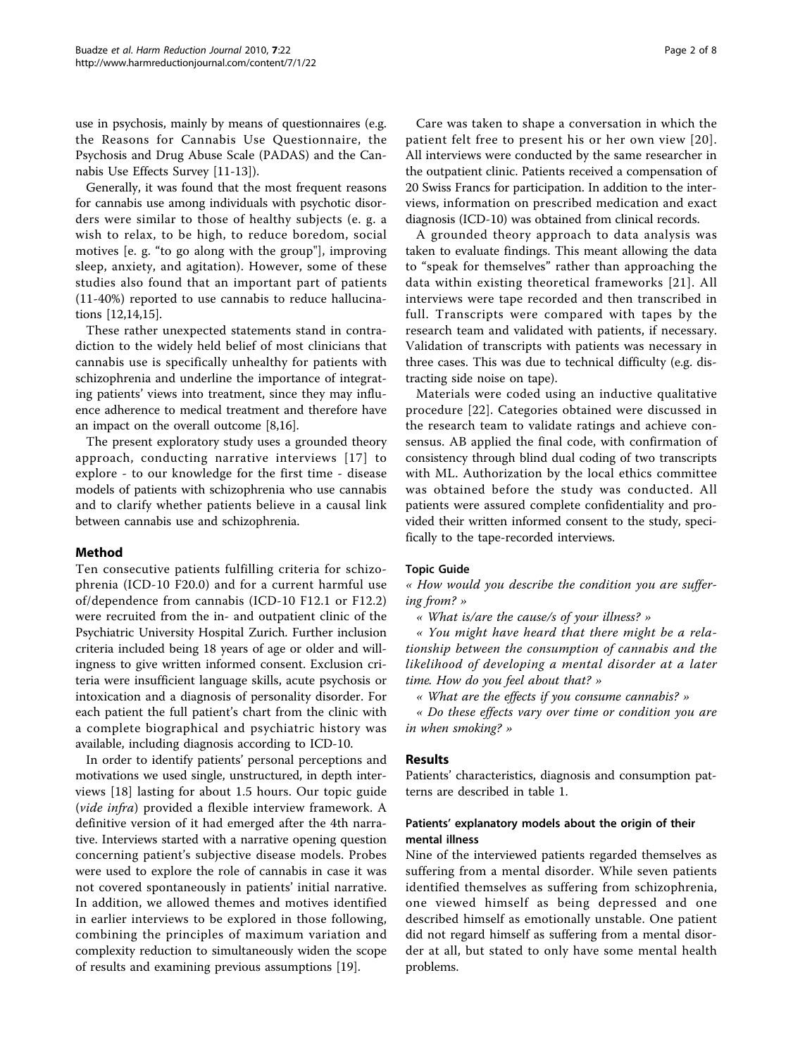use in psychosis, mainly by means of questionnaires (e.g. the Reasons for Cannabis Use Questionnaire, the Psychosis and Drug Abuse Scale (PADAS) and the Cannabis Use Effects Survey [11-13]).

Generally, it was found that the most frequent reasons for cannabis use among individuals with psychotic disorders were similar to those of healthy subjects (e. g. a wish to relax, to be high, to reduce boredom, social motives [e. g. "to go along with the group"], improving sleep, anxiety, and agitation). However, some of these studies also found that an important part of patients (11-40%) reported to use cannabis to reduce hallucinations [12,14,15].

These rather unexpected statements stand in contradiction to the widely held belief of most clinicians that cannabis use is specifically unhealthy for patients with schizophrenia and underline the importance of integrating patients' views into treatment, since they may influence adherence to medical treatment and therefore have an impact on the overall outcome [8,16].

The present exploratory study uses a grounded theory approach, conducting narrative interviews [17] to explore - to our knowledge for the first time - disease models of patients with schizophrenia who use cannabis and to clarify whether patients believe in a causal link between cannabis use and schizophrenia.

## Method

Ten consecutive patients fulfilling criteria for schizophrenia (ICD-10 F20.0) and for a current harmful use of/dependence from cannabis (ICD-10 F12.1 or F12.2) were recruited from the in- and outpatient clinic of the Psychiatric University Hospital Zurich. Further inclusion criteria included being 18 years of age or older and willingness to give written informed consent. Exclusion criteria were insufficient language skills, acute psychosis or intoxication and a diagnosis of personality disorder. For each patient the full patient's chart from the clinic with a complete biographical and psychiatric history was available, including diagnosis according to ICD-10.

In order to identify patients' personal perceptions and motivations we used single, unstructured, in depth interviews [18] lasting for about 1.5 hours. Our topic guide (*vide infra*) provided a flexible interview framework. A definitive version of it had emerged after the 4th narrative. Interviews started with a narrative opening question concerning patient's subjective disease models. Probes were used to explore the role of cannabis in case it was not covered spontaneously in patients' initial narrative. In addition, we allowed themes and motives identified in earlier interviews to be explored in those following, combining the principles of maximum variation and complexity reduction to simultaneously widen the scope of results and examining previous assumptions [19].

Care was taken to shape a conversation in which the patient felt free to present his or her own view [20]. All interviews were conducted by the same researcher in the outpatient clinic. Patients received a compensation of 20 Swiss Francs for participation. In addition to the interviews, information on prescribed medication and exact diagnosis (ICD-10) was obtained from clinical records.

A grounded theory approach to data analysis was taken to evaluate findings. This meant allowing the data to "speak for themselves" rather than approaching the data within existing theoretical frameworks [21]. All interviews were tape recorded and then transcribed in full. Transcripts were compared with tapes by the research team and validated with patients, if necessary. Validation of transcripts with patients was necessary in three cases. This was due to technical difficulty (e.g. distracting side noise on tape).

Materials were coded using an inductive qualitative procedure [22]. Categories obtained were discussed in the research team to validate ratings and achieve consensus. AB applied the final code, with confirmation of consistency through blind dual coding of two transcripts with ML. Authorization by the local ethics committee was obtained before the study was conducted. All patients were assured complete confidentiality and provided their written informed consent to the study, specifically to the tape-recorded interviews.

### Topic Guide

*« How would you describe the condition you are suffering from? »*

*« What is/are the cause/s of your illness? »*

*« You might have heard that there might be a relationship between the consumption of cannabis and the likelihood of developing a mental disorder at a later time. How do you feel about that? »*

*« What are the effects if you consume cannabis? »*

*« Do these effects vary over time or condition you are in when smoking? »*

## Results

Patients' characteristics, diagnosis and consumption patterns are described in table 1.

### Patients' explanatory models about the origin of their mental illness

Nine of the interviewed patients regarded themselves as suffering from a mental disorder. While seven patients identified themselves as suffering from schizophrenia, one viewed himself as being depressed and one described himself as emotionally unstable. One patient did not regard himself as suffering from a mental disorder at all, but stated to only have some mental health problems.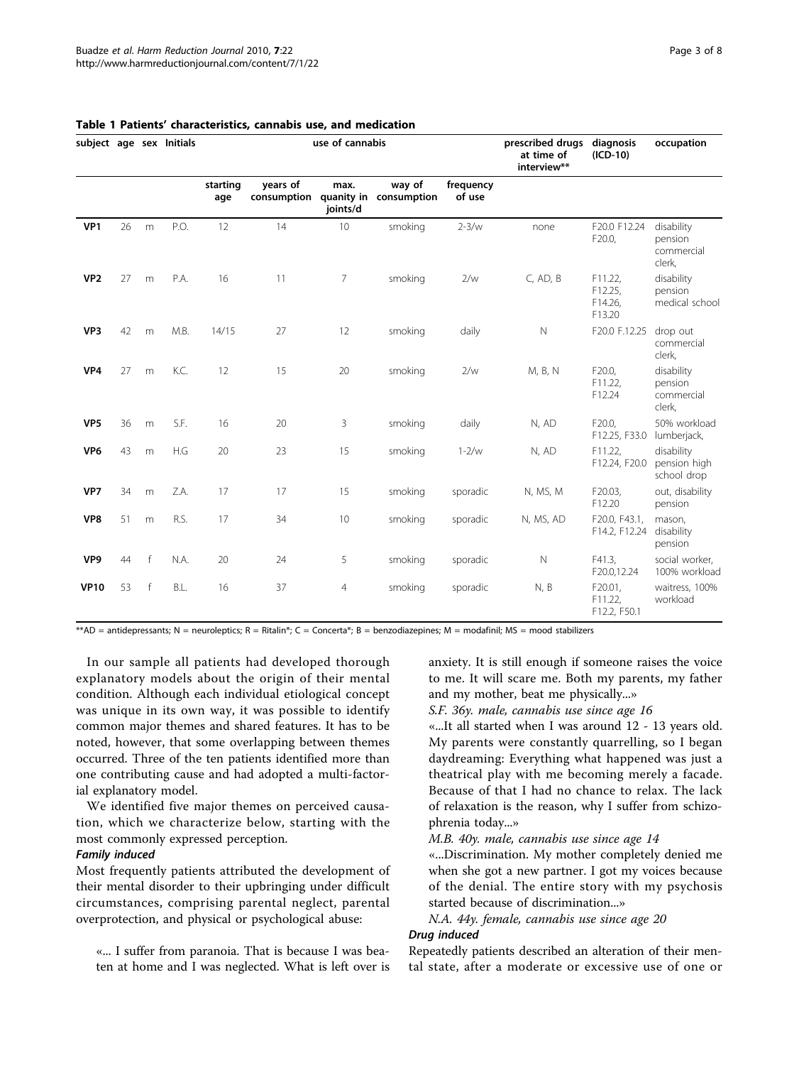**Table 1 Patients' characteristics, cannabis use, and medication**

| subject | age | sex | Initials | use of cannabis | | | | | prescribed drugs at time of interview** | diagnosis (ICD-10) | occupation |
|---|---|---|---|---|---|---|---|---|---|---|---|
| | | | | starting age | years of consumption | max. quanity in joints/d | way of consumption | frequency of use | | | |
| **VP1** | 26 | m | P.O. | 12 | 14 | 10 | smoking | 2-3/w | none | F20.0 F12.24 F20.0, | disability pension commercial clerk, |
| **VP2** | 27 | m | P.A. | 16 | 11 | 7 | smoking | 2/w | C, AD, B | F11.22, F12.25, F14.26, F13.20 | disability pension medical school |
| **VP3** | 42 | m | M.B. | 14/15 | 27 | 12 | smoking | daily | N | F20.0 F.12.25 | drop out commercial clerk, |
| **VP4** | 27 | m | K.C. | 12 | 15 | 20 | smoking | 2/w | M, B, N | F20.0, F11.22, F12.24 | disability pension commercial clerk, |
| **VP5** | 36 | m | S.F. | 16 | 20 | 3 | smoking | daily | N, AD | F20.0, F12.25, F33.0 | 50% workload lumberjack, |
| **VP6** | 43 | m | H.G | 20 | 23 | 15 | smoking | 1-2/w | N, AD | F11.22, F12.24, F20.0 | disability pension high school drop |
| **VP7** | 34 | m | Z.A. | 17 | 17 | 15 | smoking | sporadic | N, MS, M | F20.03, F12.20 | out, disability pension |
| **VP8** | 51 | m | R.S. | 17 | 34 | 10 | smoking | sporadic | N, MS, AD | F20.0, F43.1, F14.2, F12.24 | mason, disability pension |
| **VP9** | 44 | f | N.A. | 20 | 24 | 5 | smoking | sporadic | N | F41.3, F20.0,12.24 | social worker, 100% workload |
| **VP10** | 53 | f | B.L. | 16 | 37 | 4 | smoking | sporadic | N, B | F20.01, F11.22, F12.2, F50.1 | waitress, 100% workload |

**AD = antidepressants; N = neuroleptics; R = Ritalin®; C = Concerta®; B = benzodiazepines; M = modafinil; MS = mood stabilizers

In our sample all patients had developed thorough explanatory models about the origin of their mental condition. Although each individual etiological concept was unique in its own way, it was possible to identify common major themes and shared features. It has to be noted, however, that some overlapping between themes occurred. Three of the ten patients identified more than one contributing cause and had adopted a multi-factorial explanatory model.

We identified five major themes on perceived causation, which we characterize below, starting with the most commonly expressed perception.

#### *Family induced*

Most frequently patients attributed the development of their mental disorder to their upbringing under difficult circumstances, comprising parental neglect, parental overprotection, and physical or psychological abuse:

> «... I suffer from paranoia. That is because I was beaten at home and I was neglected. What is left over is anxiety. It is still enough if someone raises the voice to me. It will scare me. Both my parents, my father and my mother, beat me physically...»
>
> *S.F. 36y. male, cannabis use since age 16*
>
> «...It all started when I was around 12 - 13 years old. My parents were constantly quarrelling, so I began daydreaming: Everything what happened was just a theatrical play with me becoming merely a facade. Because of that I had no chance to relax. The lack of relaxation is the reason, why I suffer from schizophrenia today...»
>
> *M.B. 40y. male, cannabis use since age 14*
>
> «...Discrimination. My mother completely denied me when she got a new partner. I got my voices because of the denial. The entire story with my psychosis started because of discrimination...»
>
> *N.A. 44y. female, cannabis use since age 20*

#### *Drug induced*

Repeatedly patients described an alteration of their mental state, after a moderate or excessive use of one or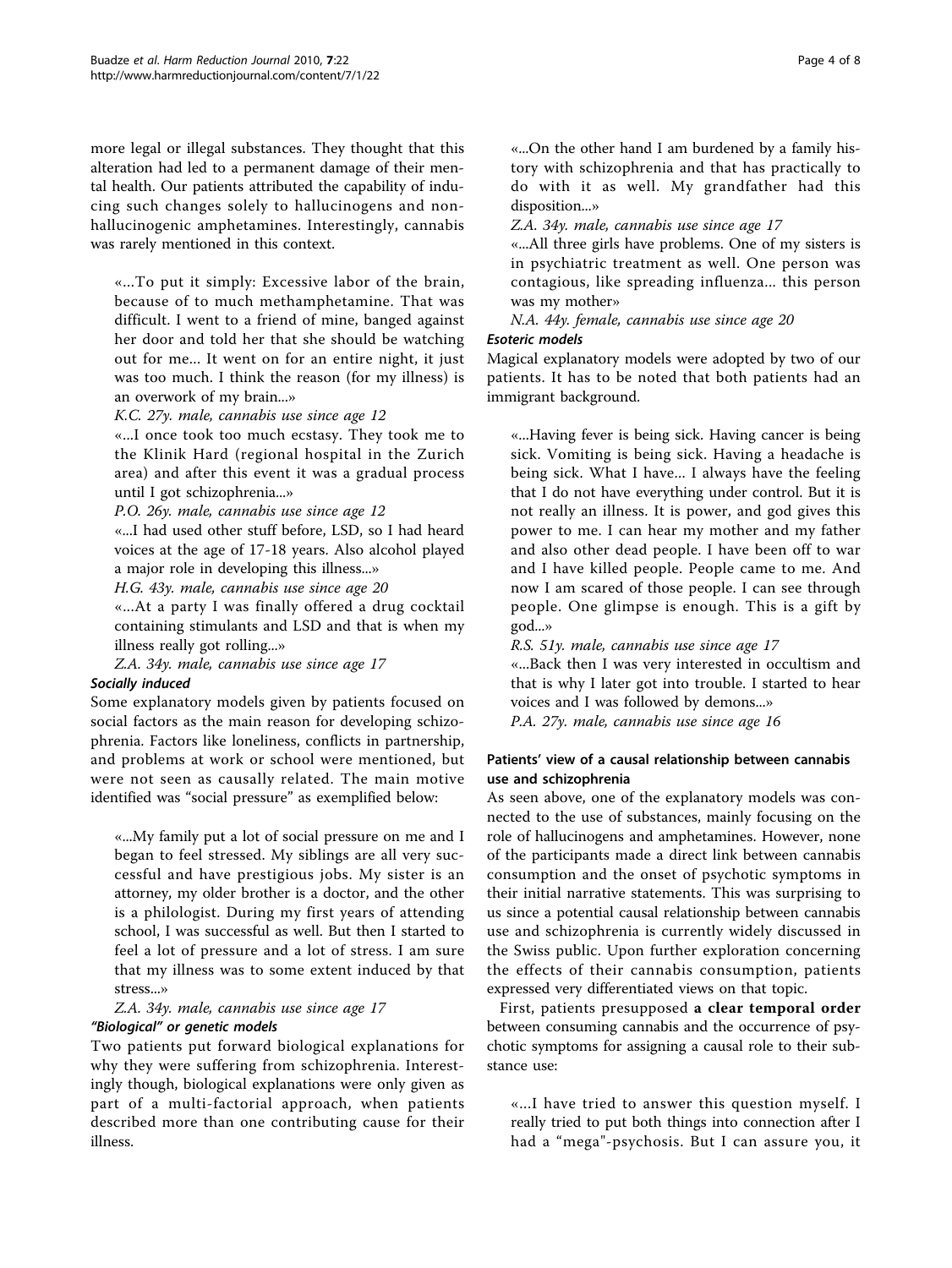more legal or illegal substances. They thought that this alteration had led to a permanent damage of their mental health. Our patients attributed the capability of inducing such changes solely to hallucinogens and non-hallucinogenic amphetamines. Interestingly, cannabis was rarely mentioned in this context.

> «...To put it simply: Excessive labor of the brain, because of to much methamphetamine. That was difficult. I went to a friend of mine, banged against her door and told her that she should be watching out for me... It went on for an entire night, it just was too much. I think the reason (for my illness) is an overwork of my brain...»
>
> *K.C. 27y. male, cannabis use since age 12*
>
> «...I once took too much ecstasy. They took me to the Klinik Hard (regional hospital in the Zurich area) and after this event it was a gradual process until I got schizophrenia...»
>
> *P.O. 26y. male, cannabis use since age 12*
>
> «...I had used other stuff before, LSD, so I had heard voices at the age of 17-18 years. Also alcohol played a major role in developing this illness...»
>
> *H.G. 43y. male, cannabis use since age 20*
>
> «...At a party I was finally offered a drug cocktail containing stimulants and LSD and that is when my illness really got rolling...»
>
> *Z.A. 34y. male, cannabis use since age 17*

#### *Socially induced*

Some explanatory models given by patients focused on social factors as the main reason for developing schizophrenia. Factors like loneliness, conflicts in partnership, and problems at work or school were mentioned, but were not seen as causally related. The main motive identified was "social pressure" as exemplified below:

> «...My family put a lot of social pressure on me and I began to feel stressed. My siblings are all very successful and have prestigious jobs. My sister is an attorney, my older brother is a doctor, and the other is a philologist. During my first years of attending school, I was successful as well. But then I started to feel a lot of pressure and a lot of stress. I am sure that my illness was to some extent induced by that stress...»
>
> *Z.A. 34y. male, cannabis use since age 17*

#### *"Biological" or genetic models*

Two patients put forward biological explanations for why they were suffering from schizophrenia. Interestingly though, biological explanations were only given as part of a multi-factorial approach, when patients described more than one contributing cause for their illness.

> «...On the other hand I am burdened by a family history with schizophrenia and that has practically to do with it as well. My grandfather had this disposition...»
>
> *Z.A. 34y. male, cannabis use since age 17*
>
> «...All three girls have problems. One of my sisters is in psychiatric treatment as well. One person was contagious, like spreading influenza... this person was my mother»
>
> *N.A. 44y. female, cannabis use since age 20*

#### *Esoteric models*

Magical explanatory models were adopted by two of our patients. It has to be noted that both patients had an immigrant background.

> «...Having fever is being sick. Having cancer is being sick. Vomiting is being sick. Having a headache is being sick. What I have... I always have the feeling that I do not have everything under control. But it is not really an illness. It is power, and god gives this power to me. I can hear my mother and my father and also other dead people. I have been off to war and I have killed people. People came to me. And now I am scared of those people. I can see through people. One glimpse is enough. This is a gift by god...»
>
> *R.S. 51y. male, cannabis use since age 17*
>
> «...Back then I was very interested in occultism and that is why I later got into trouble. I started to hear voices and I was followed by demons...»
>
> *P.A. 27y. male, cannabis use since age 16*

### Patients' view of a causal relationship between cannabis use and schizophrenia

As seen above, one of the explanatory models was connected to the use of substances, mainly focusing on the role of hallucinogens and amphetamines. However, none of the participants made a direct link between cannabis consumption and the onset of psychotic symptoms in their initial narrative statements. This was surprising to us since a potential causal relationship between cannabis use and schizophrenia is currently widely discussed in the Swiss public. Upon further exploration concerning the effects of their cannabis consumption, patients expressed very differentiated views on that topic.

First, patients presupposed **a clear temporal order** between consuming cannabis and the occurrence of psychotic symptoms for assigning a causal role to their substance use:

> «...I have tried to answer this question myself. I really tried to put both things into connection after I had a "mega"-psychosis. But I can assure you, it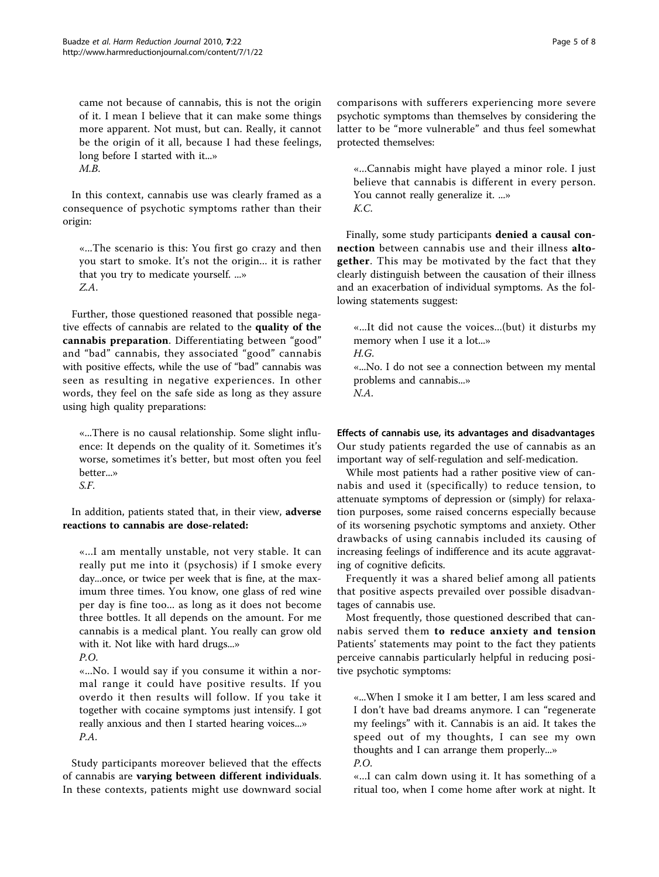came not because of cannabis, this is not the origin of it. I mean I believe that it can make some things more apparent. Not must, but can. Really, it cannot be the origin of it all, because I had these feelings, long before I started with it...»
*M.B.*

In this context, cannabis use was clearly framed as a consequence of psychotic symptoms rather than their origin:

> «...The scenario is this: You first go crazy and then you start to smoke. It's not the origin... it is rather that you try to medicate yourself. ...»
> *Z.A.*

Further, those questioned reasoned that possible negative effects of cannabis are related to the **quality of the cannabis preparation**. Differentiating between "good" and "bad" cannabis, they associated "good" cannabis with positive effects, while the use of "bad" cannabis was seen as resulting in negative experiences. In other words, they feel on the safe side as long as they assure using high quality preparations:

> «...There is no causal relationship. Some slight influence: It depends on the quality of it. Sometimes it's worse, sometimes it's better, but most often you feel better...»
> *S.F.*

In addition, patients stated that, in their view, **adverse reactions to cannabis are dose-related:**

> «...I am mentally unstable, not very stable. It can really put me into it (psychosis) if I smoke every day...once, or twice per week that is fine, at the maximum three times. You know, one glass of red wine per day is fine too... as long as it does not become three bottles. It all depends on the amount. For me cannabis is a medical plant. You really can grow old with it. Not like with hard drugs...»
> *P.O.*
>
> «...No. I would say if you consume it within a normal range it could have positive results. If you overdo it then results will follow. If you take it together with cocaine symptoms just intensify. I got really anxious and then I started hearing voices...»
> *P.A.*

Study participants moreover believed that the effects of cannabis are **varying between different individuals**. In these contexts, patients might use downward social comparisons with sufferers experiencing more severe psychotic symptoms than themselves by considering the latter to be "more vulnerable" and thus feel somewhat protected themselves:

> «...Cannabis might have played a minor role. I just believe that cannabis is different in every person. You cannot really generalize it. ...»
> *K.C.*

Finally, some study participants **denied a causal connection** between cannabis use and their illness **altogether**. This may be motivated by the fact that they clearly distinguish between the causation of their illness and an exacerbation of individual symptoms. As the following statements suggest:

> «...It did not cause the voices...(but) it disturbs my memory when I use it a lot...»
> *H.G.*
>
> «...No. I do not see a connection between my mental problems and cannabis...»
> *N.A.*

#### Effects of cannabis use, its advantages and disadvantages

Our study patients regarded the use of cannabis as an important way of self-regulation and self-medication.

While most patients had a rather positive view of cannabis and used it (specifically) to reduce tension, to attenuate symptoms of depression or (simply) for relaxation purposes, some raised concerns especially because of its worsening psychotic symptoms and anxiety. Other drawbacks of using cannabis included its causing of increasing feelings of indifference and its acute aggravating of cognitive deficits.

Frequently it was a shared belief among all patients that positive aspects prevailed over possible disadvantages of cannabis use.

Most frequently, those questioned described that cannabis served them **to reduce anxiety and tension** Patients' statements may point to the fact they patients perceive cannabis particularly helpful in reducing positive psychotic symptoms:

> «...When I smoke it I am better, I am less scared and I don't have bad dreams anymore. I can "regenerate my feelings" with it. Cannabis is an aid. It takes the speed out of my thoughts, I can see my own thoughts and I can arrange them properly...»
> *P.O.*
>
> «...I can calm down using it. It has something of a ritual too, when I come home after work at night. It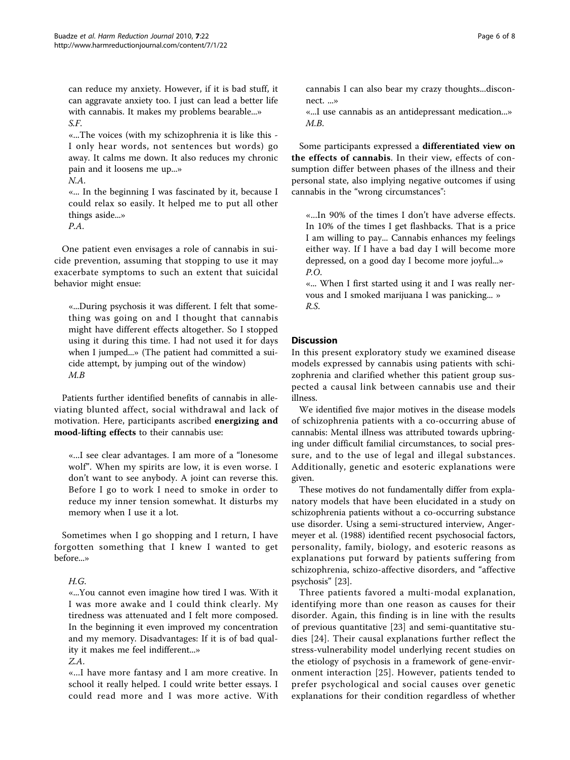can reduce my anxiety. However, if it is bad stuff, it can aggravate anxiety too. I just can lead a better life with cannabis. It makes my problems bearable...»
*S.F.*

«...The voices (with my schizophrenia it is like this - I only hear words, not sentences but words) go away. It calms me down. It also reduces my chronic pain and it loosens me up...»
*N.A.*

«... In the beginning I was fascinated by it, because I could relax so easily. It helped me to put all other things aside...»
*P.A.*

One patient even envisages a role of cannabis in suicide prevention, assuming that stopping to use it may exacerbate symptoms to such an extent that suicidal behavior might ensue:

«...During psychosis it was different. I felt that something was going on and I thought that cannabis might have different effects altogether. So I stopped using it during this time. I had not used it for days when I jumped...» (The patient had committed a suicide attempt, by jumping out of the window)
*M.B*

Patients further identified benefits of cannabis in alleviating blunted affect, social withdrawal and lack of motivation. Here, participants ascribed **energizing and mood-lifting effects** to their cannabis use:

«...I see clear advantages. I am more of a "lonesome wolf". When my spirits are low, it is even worse. I don't want to see anybody. A joint can reverse this. Before I go to work I need to smoke in order to reduce my inner tension somewhat. It disturbs my memory when I use it a lot.

Sometimes when I go shopping and I return, I have forgotten something that I knew I wanted to get before...»

*H.G.*

«...You cannot even imagine how tired I was. With it I was more awake and I could think clearly. My tiredness was attenuated and I felt more composed. In the beginning it even improved my concentration and my memory. Disadvantages: If it is of bad quality it makes me feel indifferent...»
*Z.A.*

«...I have more fantasy and I am more creative. In school it really helped. I could write better essays. I could read more and I was more active. With cannabis I can also bear my crazy thoughts...disconnect. ...»

«...I use cannabis as an antidepressant medication...»
*M.B.*

Some participants expressed a **differentiated view on the effects of cannabis**. In their view, effects of consumption differ between phases of the illness and their personal state, also implying negative outcomes if using cannabis in the "wrong circumstances":

«...In 90% of the times I don't have adverse effects. In 10% of the times I get flashbacks. That is a price I am willing to pay... Cannabis enhances my feelings either way. If I have a bad day I will become more depressed, on a good day I become more joyful...»
*P.O.*

«... When I first started using it and I was really nervous and I smoked marijuana I was panicking... »
*R.S.*

## Discussion

In this present exploratory study we examined disease models expressed by cannabis using patients with schizophrenia and clarified whether this patient group suspected a causal link between cannabis use and their illness.

We identified five major motives in the disease models of schizophrenia patients with a co-occurring abuse of cannabis: Mental illness was attributed towards upbringing under difficult familial circumstances, to social pressure, and to the use of legal and illegal substances. Additionally, genetic and esoteric explanations were given.

These motives do not fundamentally differ from explanatory models that have been elucidated in a study on schizophrenia patients without a co-occurring substance use disorder. Using a semi-structured interview, Angermeyer et al. (1988) identified recent psychosocial factors, personality, family, biology, and esoteric reasons as explanations put forward by patients suffering from schizophrenia, schizo-affective disorders, and "affective psychosis" [23].

Three patients favored a multi-modal explanation, identifying more than one reason as causes for their disorder. Again, this finding is in line with the results of previous quantitative [23] and semi-quantitative studies [24]. Their causal explanations further reflect the stress-vulnerability model underlying recent studies on the etiology of psychosis in a framework of gene-environment interaction [25]. However, patients tended to prefer psychological and social causes over genetic explanations for their condition regardless of whether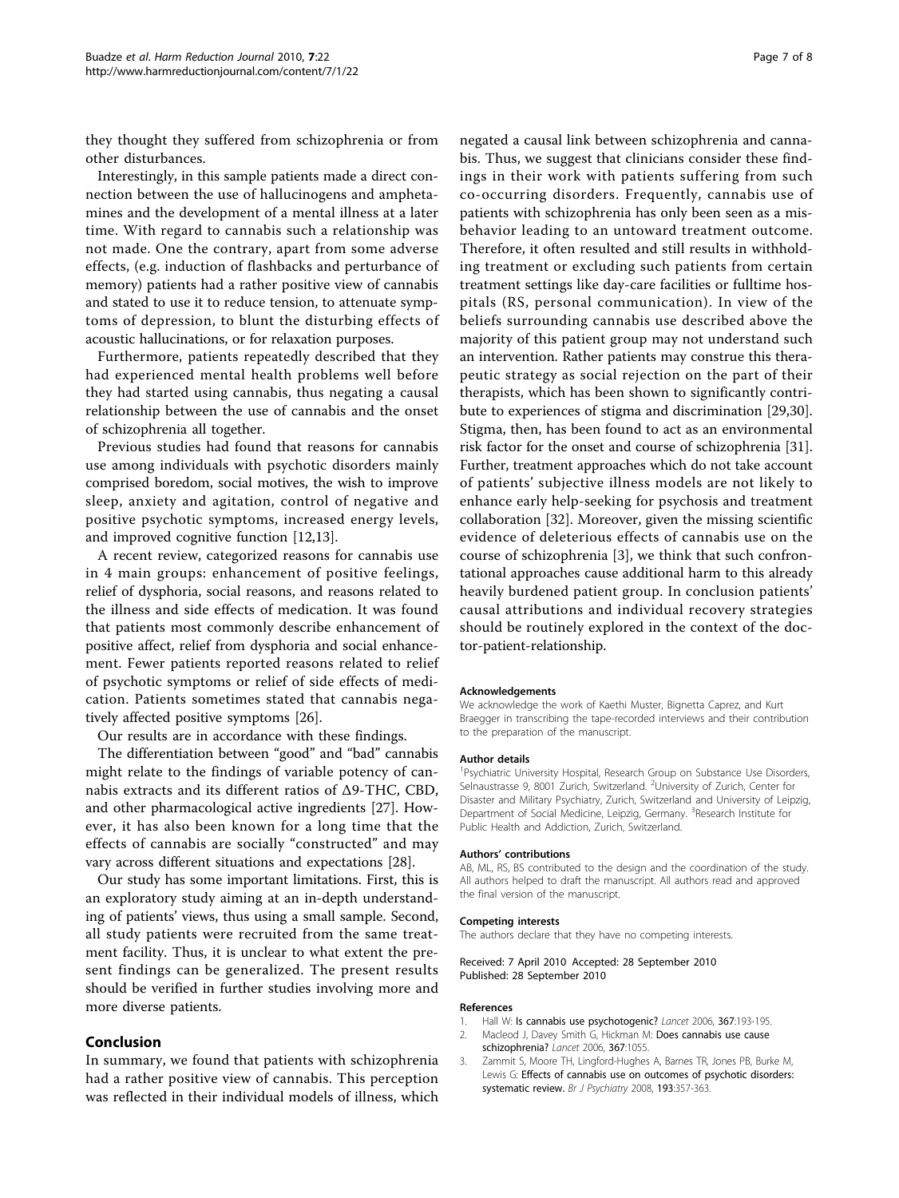they thought they suffered from schizophrenia or from other disturbances.

Interestingly, in this sample patients made a direct connection between the use of hallucinogens and amphetamines and the development of a mental illness at a later time. With regard to cannabis such a relationship was not made. One the contrary, apart from some adverse effects, (e.g. induction of flashbacks and perturbance of memory) patients had a rather positive view of cannabis and stated to use it to reduce tension, to attenuate symptoms of depression, to blunt the disturbing effects of acoustic hallucinations, or for relaxation purposes.

Furthermore, patients repeatedly described that they had experienced mental health problems well before they had started using cannabis, thus negating a causal relationship between the use of cannabis and the onset of schizophrenia all together.

Previous studies had found that reasons for cannabis use among individuals with psychotic disorders mainly comprised boredom, social motives, the wish to improve sleep, anxiety and agitation, control of negative and positive psychotic symptoms, increased energy levels, and improved cognitive function [12,13].

A recent review, categorized reasons for cannabis use in 4 main groups: enhancement of positive feelings, relief of dysphoria, social reasons, and reasons related to the illness and side effects of medication. It was found that patients most commonly describe enhancement of positive affect, relief from dysphoria and social enhancement. Fewer patients reported reasons related to relief of psychotic symptoms or relief of side effects of medication. Patients sometimes stated that cannabis negatively affected positive symptoms [26].

Our results are in accordance with these findings.

The differentiation between "good" and "bad" cannabis might relate to the findings of variable potency of cannabis extracts and its different ratios of Δ9-THC, CBD, and other pharmacological active ingredients [27]. However, it has also been known for a long time that the effects of cannabis are socially "constructed" and may vary across different situations and expectations [28].

Our study has some important limitations. First, this is an exploratory study aiming at an in-depth understanding of patients' views, thus using a small sample. Second, all study patients were recruited from the same treatment facility. Thus, it is unclear to what extent the present findings can be generalized. The present results should be verified in further studies involving more and more diverse patients.

## Conclusion

In summary, we found that patients with schizophrenia had a rather positive view of cannabis. This perception was reflected in their individual models of illness, which negated a causal link between schizophrenia and cannabis. Thus, we suggest that clinicians consider these findings in their work with patients suffering from such co-occurring disorders. Frequently, cannabis use of patients with schizophrenia has only been seen as a misbehavior leading to an untoward treatment outcome. Therefore, it often resulted and still results in withholding treatment or excluding such patients from certain treatment settings like day-care facilities or fulltime hospitals (RS, personal communication). In view of the beliefs surrounding cannabis use described above the majority of this patient group may not understand such an intervention. Rather patients may construe this therapeutic strategy as social rejection on the part of their therapists, which has been shown to significantly contribute to experiences of stigma and discrimination [29,30]. Stigma, then, has been found to act as an environmental risk factor for the onset and course of schizophrenia [31]. Further, treatment approaches which do not take account of patients' subjective illness models are not likely to enhance early help-seeking for psychosis and treatment collaboration [32]. Moreover, given the missing scientific evidence of deleterious effects of cannabis use on the course of schizophrenia [3], we think that such confrontational approaches cause additional harm to this already heavily burdened patient group. In conclusion patients' causal attributions and individual recovery strategies should be routinely explored in the context of the doctor-patient-relationship.

#### Acknowledgements

We acknowledge the work of Kaethi Muster, Bignetta Caprez, and Kurt Braegger in transcribing the tape-recorded interviews and their contribution to the preparation of the manuscript.

#### Author details

[1]Psychiatric University Hospital, Research Group on Substance Use Disorders, Selnaustrasse 9, 8001 Zurich, Switzerland. [2]University of Zurich, Center for Disaster and Military Psychiatry, Zurich, Switzerland and University of Leipzig, Department of Social Medicine, Leipzig, Germany. [3]Research Institute for Public Health and Addiction, Zurich, Switzerland.

#### Authors' contributions

AB, ML, RS, BS contributed to the design and the coordination of the study. All authors helped to draft the manuscript. All authors read and approved the final version of the manuscript.

#### Competing interests

The authors declare that they have no competing interests.

Received: 7 April 2010 Accepted: 28 September 2010
Published: 28 September 2010

#### References

1. Hall W: **Is cannabis use psychotogenic?** *Lancet* 2006, **367**:193-195.
2. Macleod J, Davey Smith G, Hickman M: **Does cannabis use cause schizophrenia?** *Lancet* 2006, **367**:1055.
3. Zammit S, Moore TH, Lingford-Hughes A, Barnes TR, Jones PB, Burke M, Lewis G: **Effects of cannabis use on outcomes of psychotic disorders: systematic review.** *Br J Psychiatry* 2008, **193**:357-363.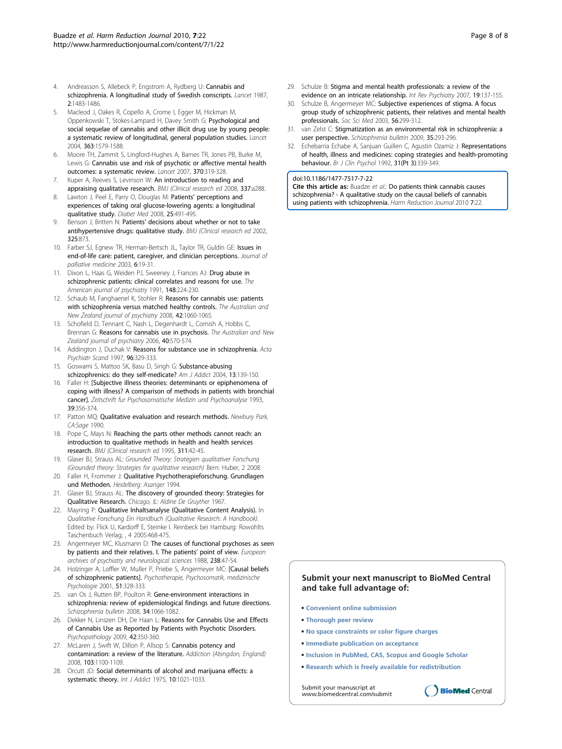4. Andreasson S, Allebeck P, Engstrom A, Rydberg U: **Cannabis and schizophrenia. A longitudinal study of Swedish conscripts.** *Lancet* 1987, **2**:1483-1486.
5. Macleod J, Oakes R, Copello A, Crome I, Egger M, Hickman M, Oppenkowski T, Stokes-Lampard H, Davey Smith G: **Psychological and social sequelae of cannabis and other illicit drug use by young people: a systematic review of longitudinal, general population studies.** *Lancet* 2004, **363**:1579-1588.
6. Moore TH, Zammit S, Lingford-Hughes A, Barnes TR, Jones PB, Burke M, Lewis G: **Cannabis use and risk of psychotic or affective mental health outcomes: a systematic review.** *Lancet* 2007, **370**:319-328.
7. Kuper A, Reeves S, Levinson W: **An introduction to reading and appraising qualitative research.** *BMJ (Clinical research ed* 2008, **337**:a288.
8. Lawton J, Peel E, Parry O, Douglas M: **Patients' perceptions and experiences of taking oral glucose-lowering agents: a longitudinal qualitative study.** *Diabet Med* 2008, **25**:491-495.
9. Benson J, Britten N: **Patients' decisions about whether or not to take antihypertensive drugs: qualitative study.** *BMJ (Clinical research ed* 2002, **325**:873.
10. Farber SJ, Egnew TR, Herman-Bertsch JL, Taylor TR, Guldin GE: **Issues in end-of-life care: patient, caregiver, and clinician perceptions.** *Journal of palliative medicine* 2003, **6**:19-31.
11. Dixon L, Haas G, Weiden PJ, Sweeney J, Frances AJ: **Drug abuse in schizophrenic patients: clinical correlates and reasons for use.** *The American journal of psychiatry* 1991, **148**:224-230.
12. Schaub M, Fanghaenel K, Stohler R: **Reasons for cannabis use: patients with schizophrenia versus matched healthy controls.** *The Australian and New Zealand journal of psychiatry* 2008, **42**:1060-1065.
13. Schofield D, Tennant C, Nash L, Degenhardt L, Cornish A, Hobbs C, Brennan G: **Reasons for cannabis use in psychosis.** *The Australian and New Zealand journal of psychiatry* 2006, **40**:570-574.
14. Addington J, Duchak V: **Reasons for substance use in schizophrenia.** *Acta Psychiatr Scand* 1997, **96**:329-333.
15. Goswami S, Mattoo SK, Basu D, Singh G: **Substance-abusing schizophrenics: do they self-medicate?** *Am J Addict* 2004, **13**:139-150.
16. Faller H: **[Subjective illness theories: determinants or epiphenomena of coping with illness? A comparison of methods in patients with bronchial cancer].** *Zeitschrift fur Psychosomatische Medizin und Psychoanalyse* 1993, **39**:356-374.
17. Patton MQ: **Qualitative evaluation and research methods.** *Newbury Park, CA:Sage* 1990.
18. Pope C, Mays N: **Reaching the parts other methods cannot reach: an introduction to qualitative methods in health and health services research.** *BMJ (Clinical research ed* 1995, **311**:42-45.
19. Glaser BJ, Strauss AL: *Grounded Theory: Strategien qualitativer Forschung (Grounded theory: Strategies for qualitative research)* Bern: Huber, 2 2008.
20. Faller H, Frommer J: **Qualitative Psychotherapieforschung. Grundlagen und Methoden.** *Heidelberg: Asanger* 1994.
21. Glaser BJ, Strauss AL: **The discovery of grounded theory: Strategies for Qualitative Research.** *Chicago, IL: Aldine De Gruyther* 1967.
22. Mayring P: **Qualitative Inhaltsanalyse (Qualitative Content Analysis).** In *Qualitative Forschung Ein Handbuch (Qualitative Research: A Handbook).* Edited by: Flick U, Kardorff E, Steinke I. Reinbeck bei Hamburg: Rowohlts Taschenbuch Verlag; , 4 2005:468-475.
23. Angermeyer MC, Klusmann D: **The causes of functional psychoses as seen by patients and their relatives. I. The patients' point of view.** *European archives of psychiatry and neurological sciences* 1988, **238**:47-54.
24. Holzinger A, Loffler W, Muller P, Priebe S, Angermeyer MC: **[Causal beliefs of schizophrenic patients].** *Psychotherapie, Psychosomatik, medizinische Psychologie* 2001, **51**:328-333.
25. van Os J, Rutten BP, Poulton R: **Gene-environment interactions in schizophrenia: review of epidemiological findings and future directions.** *Schizophrenia bulletin* 2008, **34**:1066-1082.
26. Dekker N, Linszen DH, De Haan L: **Reasons for Cannabis Use and Effects of Cannabis Use as Reported by Patients with Psychotic Disorders.** *Psychopathology* 2009, **42**:350-360.
27. McLaren J, Swift W, Dillon P, Allsop S: **Cannabis potency and contamination: a review of the literature.** *Addiction (Abingdon, England)* 2008, **103**:1100-1109.
28. Orcutt JD: **Social determinants of alcohol and marijuana effects: a systematic theory.** *Int J Addict* 1975, **10**:1021-1033.
29. Schulze B: **Stigma and mental health professionals: a review of the evidence on an intricate relationship.** *Int Rev Psychiatry* 2007, **19**:137-155.
30. Schulze B, Angermeyer MC: **Subjective experiences of stigma. A focus group study of schizophrenic patients, their relatives and mental health professionals.** *Soc Sci Med* 2003, **56**:299-312.
31. van Zelst C: **Stigmatization as an environmental risk in schizophrenia: a user perspective.** *Schizophrenia bulletin* 2009, **35**:293-296.
32. Echebarria Echabe A, Sanjuan Guillen C, Agustin Ozamiz J: **Representations of health, illness and medicines: coping strategies and health-promoting behaviour.** *Br J Clin Psychol* 1992, **31(Pt 3)**:339-349.

doi:10.1186/1477-7517-7-22

**Cite this article as:** Buadze *et al.*: Do patients think cannabis causes schizophrenia? - A qualitative study on the causal beliefs of cannabis using patients with schizophrenia. *Harm Reduction Journal* 2010 **7**:22.

**Submit your next manuscript to BioMed Central and take full advantage of:**

- Convenient online submission
- Thorough peer review
- No space constraints or color figure charges
- Immediate publication on acceptance
- Inclusion in PubMed, CAS, Scopus and Google Scholar
- Research which is freely available for redistribution

Submit your manuscript at
www.biomedcentral.com/submit

BioMed Central